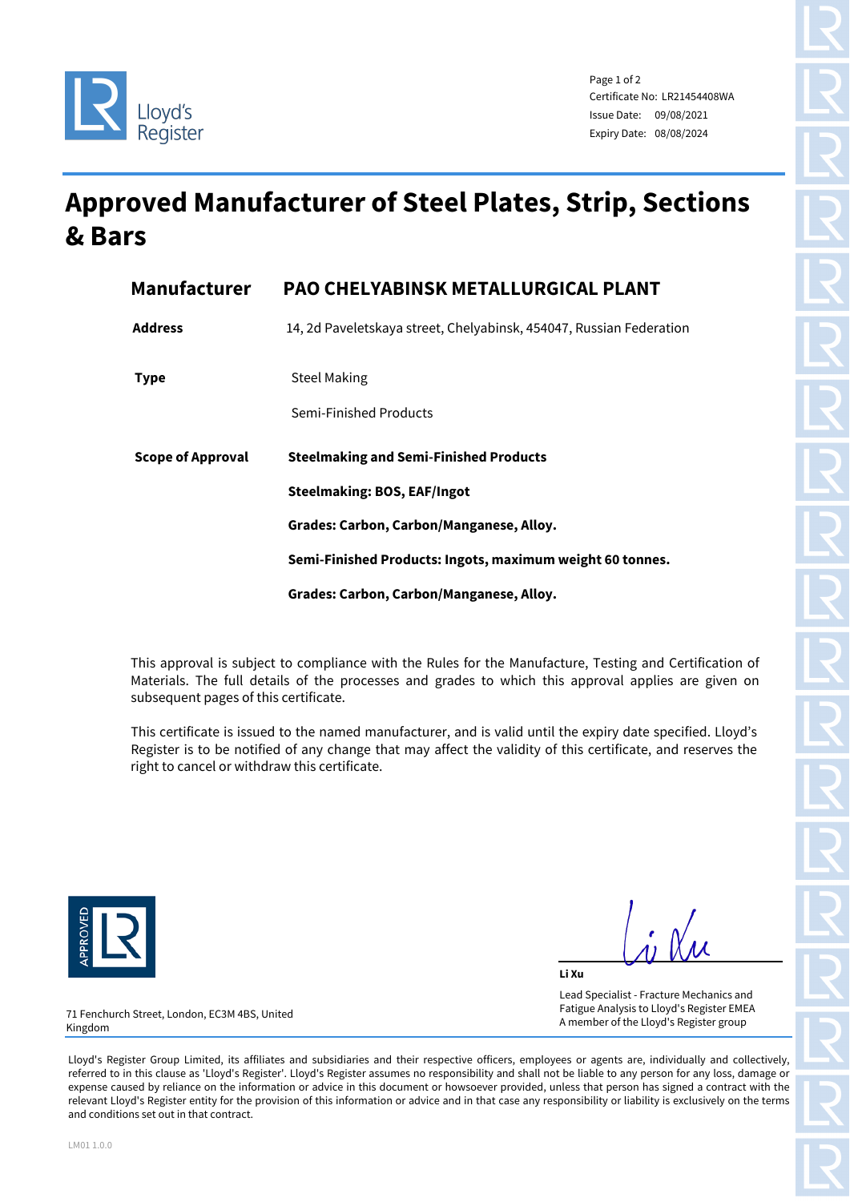Lloyd's Register

Certificate No: LR21454408WA
Issue Date: 09/08/2021
Expiry Date: 08/08/2024

# Approved Manufacturer of Steel Plates, Strip, Sections & Bars

| | |
|---|---|
| **Manufacturer** | **PAO CHELYABINSK METALLURGICAL PLANT** |
| **Address** | 14, 2d Paveletskaya street, Chelyabinsk, 454047, Russian Federation |
| **Type** | Steel Making<br>Semi-Finished Products |
| **Scope of Approval** | **Steelmaking and Semi-Finished Products**<br>**Steelmaking: BOS, EAF/Ingot**<br>**Grades: Carbon, Carbon/Manganese, Alloy.**<br>**Semi-Finished Products: Ingots, maximum weight 60 tonnes.**<br>**Grades: Carbon, Carbon/Manganese, Alloy.** |

This approval is subject to compliance with the Rules for the Manufacture, Testing and Certification of Materials. The full details of the processes and grades to which this approval applies are given on subsequent pages of this certificate.

This certificate is issued to the named manufacturer, and is valid until the expiry date specified. Lloyd's Register is to be notified of any change that may affect the validity of this certificate, and reserves the right to cancel or withdraw this certificate.

APPROVED LR

**Li Xu**

Lead Specialist - Fracture Mechanics and Fatigue Analysis to Lloyd's Register EMEA
A member of the Lloyd's Register group

71 Fenchurch Street, London, EC3M 4BS, United Kingdom

Lloyd's Register Group Limited, its affiliates and subsidiaries and their respective officers, employees or agents are, individually and collectively, referred to in this clause as 'Lloyd's Register'. Lloyd's Register assumes no responsibility and shall not be liable to any person for any loss, damage or expense caused by reliance on the information or advice in this document or howsoever provided, unless that person has signed a contract with the relevant Lloyd's Register entity for the provision of this information or advice and in that case any responsibility or liability is exclusively on the terms and conditions set out in that contract.

LM01 1.0.0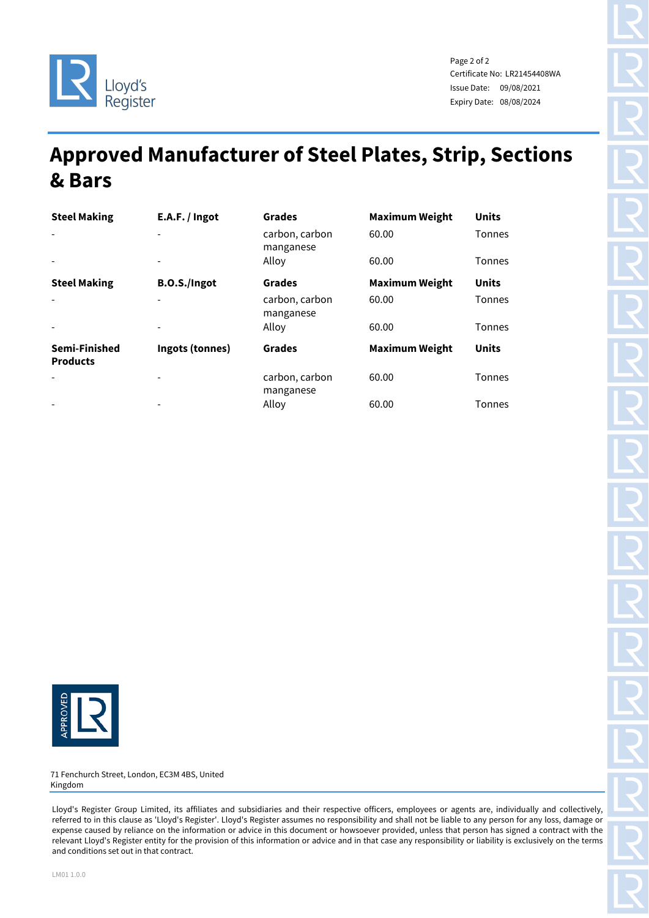Certificate No: LR21454408WA
Issue Date: 09/08/2021
Expiry Date: 08/08/2024

# Approved Manufacturer of Steel Plates, Strip, Sections & Bars

| **Steel Making** | **E.A.F. / Ingot** | **Grades** | **Maximum Weight** | **Units** |
|---|---|---|---|---|
| - | - | carbon, carbon manganese | 60.00 | Tonnes |
| - | - | Alloy | 60.00 | Tonnes |
| **Steel Making** | **B.O.S./Ingot** | **Grades** | **Maximum Weight** | **Units** |
| - | - | carbon, carbon manganese | 60.00 | Tonnes |
| - | - | Alloy | 60.00 | Tonnes |
| **Semi-Finished Products** | **Ingots (tonnes)** | **Grades** | **Maximum Weight** | **Units** |
| - | - | carbon, carbon manganese | 60.00 | Tonnes |
| - | - | Alloy | 60.00 | Tonnes |

APPROVED LR

71 Fenchurch Street, London, EC3M 4BS, United Kingdom

Lloyd's Register Group Limited, its affiliates and subsidiaries and their respective officers, employees or agents are, individually and collectively, referred to in this clause as 'Lloyd's Register'. Lloyd's Register assumes no responsibility and shall not be liable to any person for any loss, damage or expense caused by reliance on the information or advice in this document or howsoever provided, unless that person has signed a contract with the relevant Lloyd's Register entity for the provision of this information or advice and in that case any responsibility or liability is exclusively on the terms and conditions set out in that contract.

LM01 1.0.0